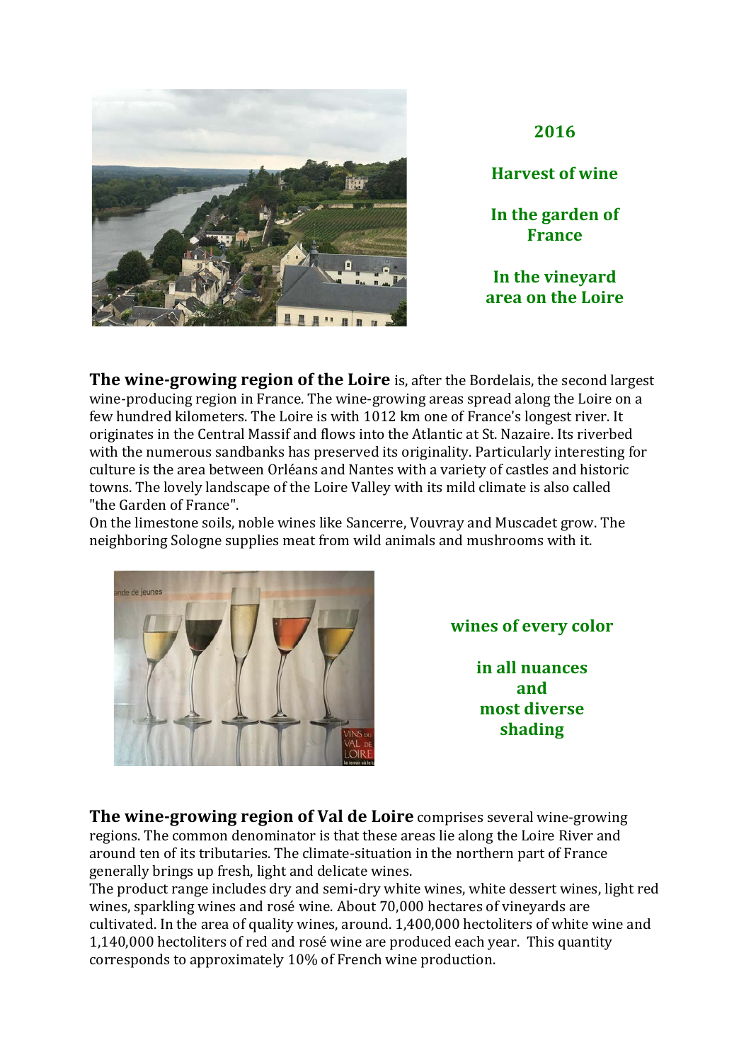**2016**

**Harvest of wine**

**In the garden of France**

**In the vineyard area on the Loire**

**The wine-growing region of the Loire** is, after the Bordelais, the second largest wine-producing region in France. The wine-growing areas spread along the Loire on a few hundred kilometers. The Loire is with 1012 km one of France's longest river. It originates in the Central Massif and flows into the Atlantic at St. Nazaire. Its riverbed with the numerous sandbanks has preserved its originality. Particularly interesting for culture is the area between Orléans and Nantes with a variety of castles and historic towns. The lovely landscape of the Loire Valley with its mild climate is also called "the Garden of France".
On the limestone soils, noble wines like Sancerre, Vouvray and Muscadet grow. The neighboring Sologne supplies meat from wild animals and mushrooms with it.

**wines of every color**

**in all nuances and most diverse shading**

**The wine-growing region of Val de Loire** comprises several wine-growing regions. The common denominator is that these areas lie along the Loire River and around ten of its tributaries. The climate-situation in the northern part of France generally brings up fresh, light and delicate wines.
The product range includes dry and semi-dry white wines, white dessert wines, light red wines, sparkling wines and rosé wine. About 70,000 hectares of vineyards are cultivated. In the area of quality wines, around. 1,400,000 hectoliters of white wine and 1,140,000 hectoliters of red and rosé wine are produced each year. This quantity corresponds to approximately 10% of French wine production.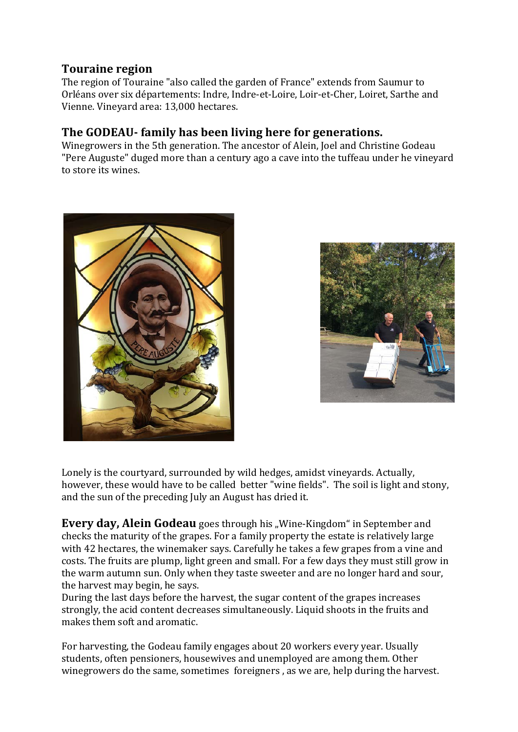## Touraine region

The region of Touraine "also called the garden of France" extends from Saumur to Orléans over six départements: Indre, Indre-et-Loire, Loir-et-Cher, Loiret, Sarthe and Vienne. Vineyard area: 13,000 hectares.

## The GODEAU- family has been living here for generations.

Winegrowers in the 5th generation. The ancestor of Alein, Joel and Christine Godeau "Pere Auguste" duged more than a century ago a cave into the tuffeau under he vineyard to store its wines.

Lonely is the courtyard, surrounded by wild hedges, amidst vineyards. Actually, however, these would have to be called better "wine fields". The soil is light and stony, and the sun of the preceding July an August has dried it.

**Every day, Alein Godeau** goes through his „Wine-Kingdom" in September and checks the maturity of the grapes. For a family property the estate is relatively large with 42 hectares, the winemaker says. Carefully he takes a few grapes from a vine and costs. The fruits are plump, light green and small. For a few days they must still grow in the warm autumn sun. Only when they taste sweeter and are no longer hard and sour, the harvest may begin, he says.

During the last days before the harvest, the sugar content of the grapes increases strongly, the acid content decreases simultaneously. Liquid shoots in the fruits and makes them soft and aromatic.

For harvesting, the Godeau family engages about 20 workers every year. Usually students, often pensioners, housewives and unemployed are among them. Other winegrowers do the same, sometimes foreigners , as we are, help during the harvest.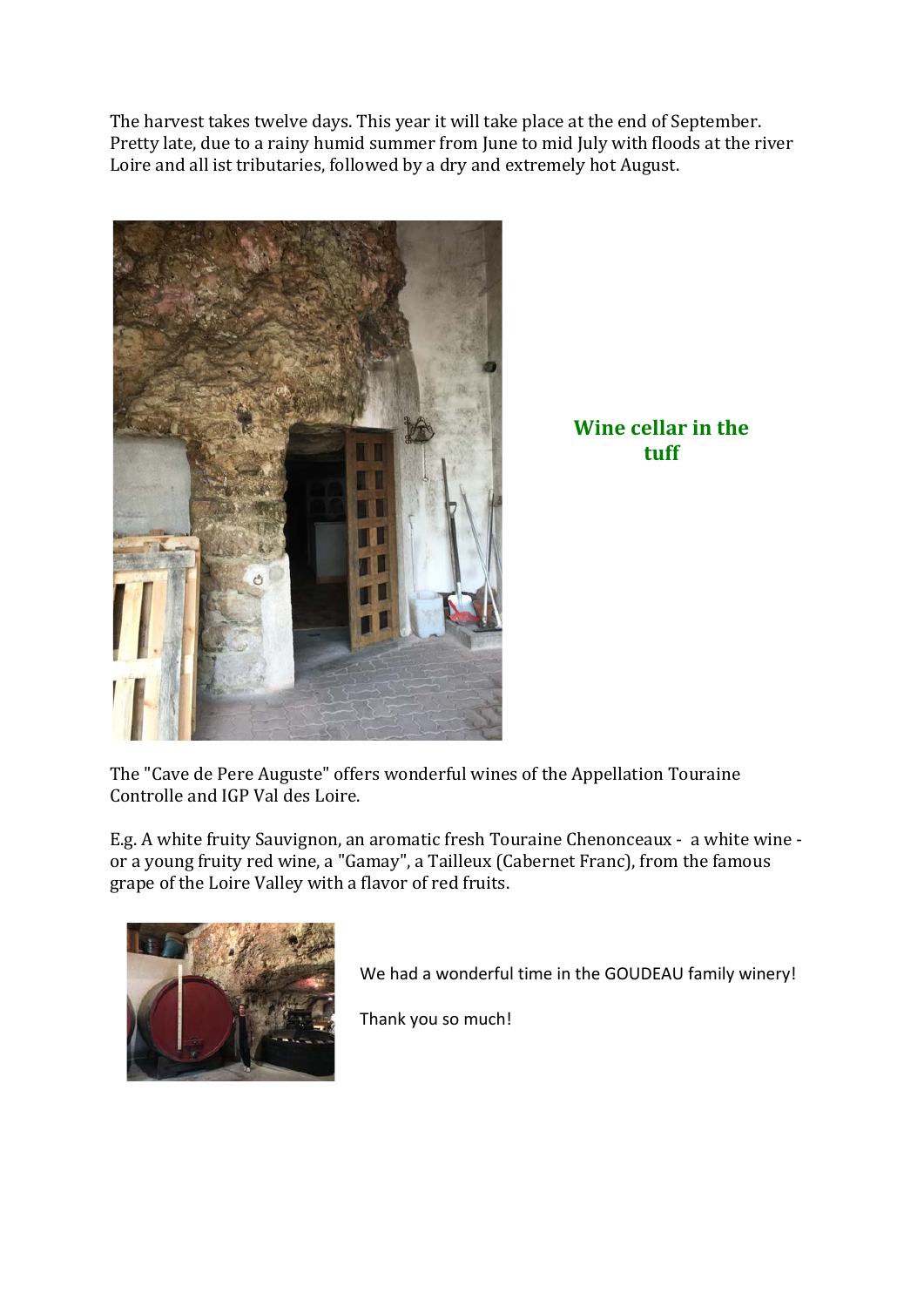The harvest takes twelve days. This year it will take place at the end of September. Pretty late, due to a rainy humid summer from June to mid July with floods at the river Loire and all ist tributaries, followed by a dry and extremely hot August.

**Wine cellar in the tuff**

The "Cave de Pere Auguste" offers wonderful wines of the Appellation Touraine Controlle and IGP Val des Loire.

E.g. A white fruity Sauvignon, an aromatic fresh Touraine Chenonceaux - a white wine - or a young fruity red wine, a "Gamay", a Tailleux (Cabernet Franc), from the famous grape of the Loire Valley with a flavor of red fruits.

We had a wonderful time in the GOUDEAU family winery!

Thank you so much!